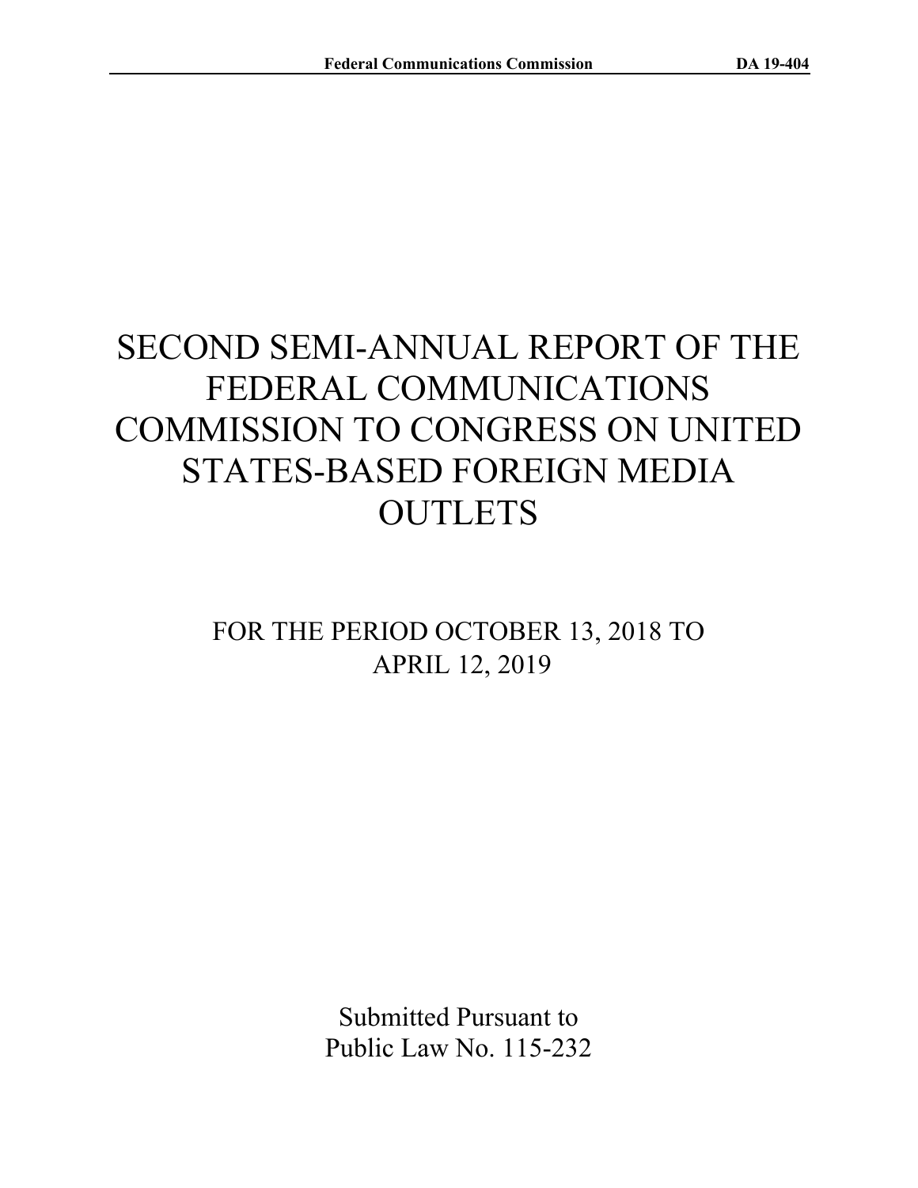# SECOND SEMI-ANNUAL REPORT OF THE FEDERAL COMMUNICATIONS COMMISSION TO CONGRESS ON UNITED STATES-BASED FOREIGN MEDIA OUTLETS

FOR THE PERIOD OCTOBER 13, 2018 TO APRIL 12, 2019

Submitted Pursuant to
Public Law No. 115-232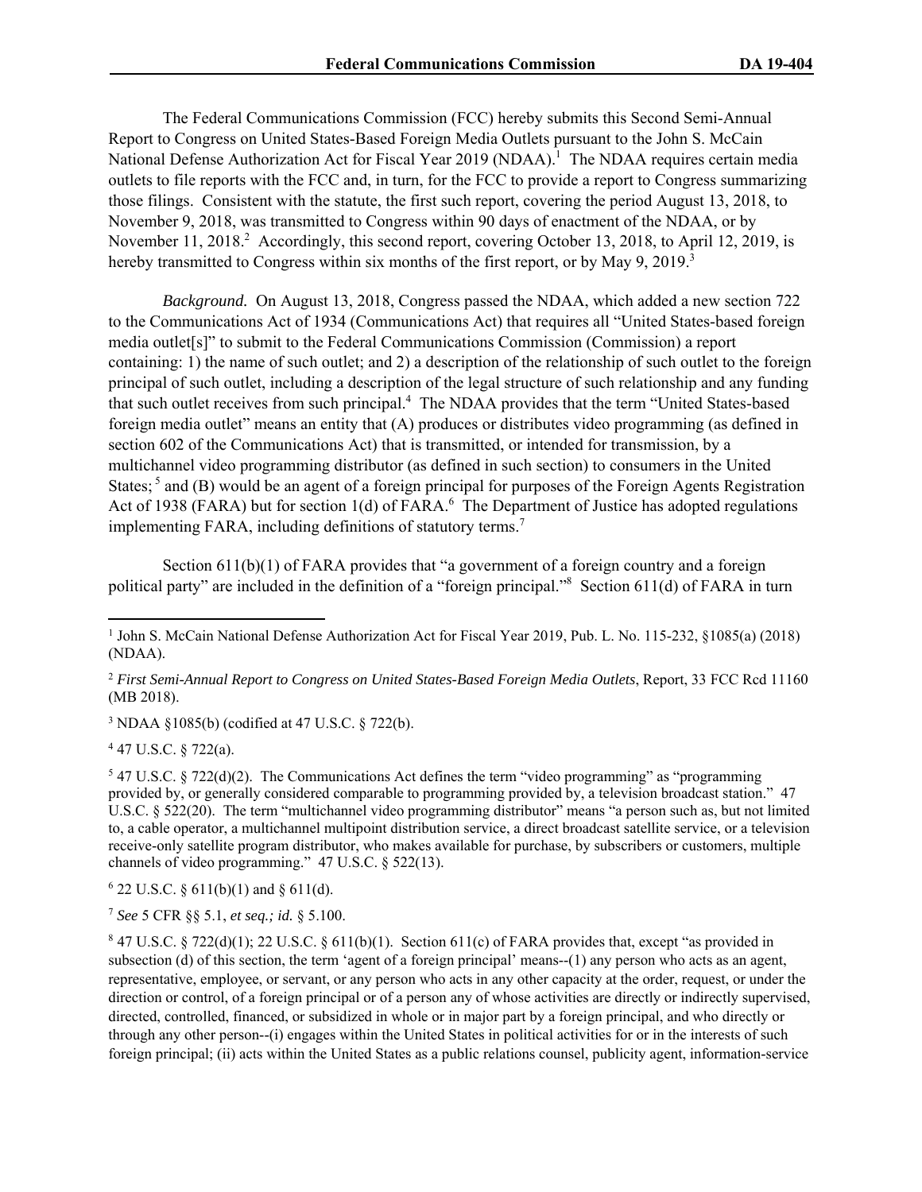The Federal Communications Commission (FCC) hereby submits this Second Semi-Annual Report to Congress on United States-Based Foreign Media Outlets pursuant to the John S. McCain National Defense Authorization Act for Fiscal Year 2019 (NDAA).[1] The NDAA requires certain media outlets to file reports with the FCC and, in turn, for the FCC to provide a report to Congress summarizing those filings. Consistent with the statute, the first such report, covering the period August 13, 2018, to November 9, 2018, was transmitted to Congress within 90 days of enactment of the NDAA, or by November 11, 2018.[2] Accordingly, this second report, covering October 13, 2018, to April 12, 2019, is hereby transmitted to Congress within six months of the first report, or by May 9, 2019.[3]

*Background.* On August 13, 2018, Congress passed the NDAA, which added a new section 722 to the Communications Act of 1934 (Communications Act) that requires all "United States-based foreign media outlet[s]" to submit to the Federal Communications Commission (Commission) a report containing: 1) the name of such outlet; and 2) a description of the relationship of such outlet to the foreign principal of such outlet, including a description of the legal structure of such relationship and any funding that such outlet receives from such principal.[4] The NDAA provides that the term "United States-based foreign media outlet" means an entity that (A) produces or distributes video programming (as defined in section 602 of the Communications Act) that is transmitted, or intended for transmission, by a multichannel video programming distributor (as defined in such section) to consumers in the United States;[5] and (B) would be an agent of a foreign principal for purposes of the Foreign Agents Registration Act of 1938 (FARA) but for section 1(d) of FARA.[6] The Department of Justice has adopted regulations implementing FARA, including definitions of statutory terms.[7]

Section 611(b)(1) of FARA provides that "a government of a foreign country and a foreign political party" are included in the definition of a "foreign principal."[8] Section 611(d) of FARA in turn

---

[1] John S. McCain National Defense Authorization Act for Fiscal Year 2019, Pub. L. No. 115-232, §1085(a) (2018) (NDAA).

[2] *First Semi-Annual Report to Congress on United States-Based Foreign Media Outlets*, Report, 33 FCC Rcd 11160 (MB 2018).

[3] NDAA §1085(b) (codified at 47 U.S.C. § 722(b).

[4] 47 U.S.C. § 722(a).

[5] 47 U.S.C. § 722(d)(2). The Communications Act defines the term "video programming" as "programming provided by, or generally considered comparable to programming provided by, a television broadcast station." 47 U.S.C. § 522(20). The term "multichannel video programming distributor" means "a person such as, but not limited to, a cable operator, a multichannel multipoint distribution service, a direct broadcast satellite service, or a television receive-only satellite program distributor, who makes available for purchase, by subscribers or customers, multiple channels of video programming." 47 U.S.C. § 522(13).

[6] 22 U.S.C. § 611(b)(1) and § 611(d).

[7] *See* 5 CFR §§ 5.1, *et seq.; id.* § 5.100.

[8] 47 U.S.C. § 722(d)(1); 22 U.S.C. § 611(b)(1). Section 611(c) of FARA provides that, except "as provided in subsection (d) of this section, the term 'agent of a foreign principal' means--(1) any person who acts as an agent, representative, employee, or servant, or any person who acts in any other capacity at the order, request, or under the direction or control, of a foreign principal or of a person any of whose activities are directly or indirectly supervised, directed, controlled, financed, or subsidized in whole or in major part by a foreign principal, and who directly or through any other person--(i) engages within the United States in political activities for or in the interests of such foreign principal; (ii) acts within the United States as a public relations counsel, publicity agent, information-service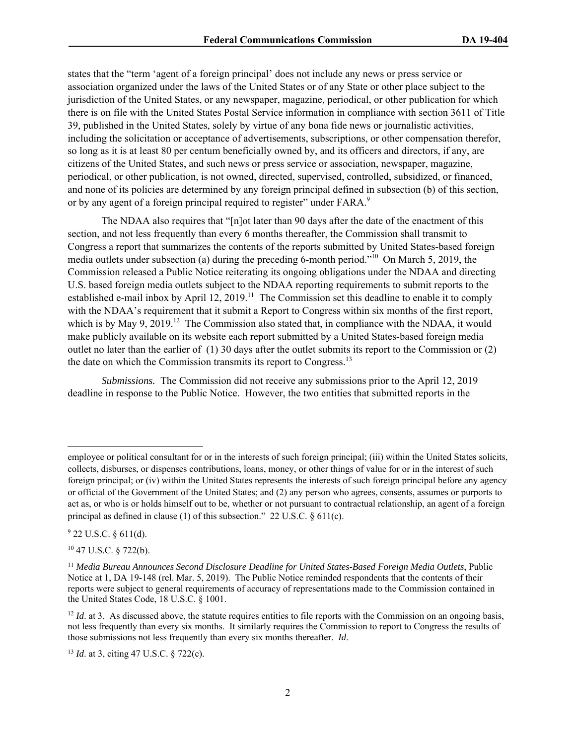states that the "term 'agent of a foreign principal' does not include any news or press service or association organized under the laws of the United States or of any State or other place subject to the jurisdiction of the United States, or any newspaper, magazine, periodical, or other publication for which there is on file with the United States Postal Service information in compliance with section 3611 of Title 39, published in the United States, solely by virtue of any bona fide news or journalistic activities, including the solicitation or acceptance of advertisements, subscriptions, or other compensation therefor, so long as it is at least 80 per centum beneficially owned by, and its officers and directors, if any, are citizens of the United States, and such news or press service or association, newspaper, magazine, periodical, or other publication, is not owned, directed, supervised, controlled, subsidized, or financed, and none of its policies are determined by any foreign principal defined in subsection (b) of this section, or by any agent of a foreign principal required to register" under FARA.[9]

The NDAA also requires that "[n]ot later than 90 days after the date of the enactment of this section, and not less frequently than every 6 months thereafter, the Commission shall transmit to Congress a report that summarizes the contents of the reports submitted by United States-based foreign media outlets under subsection (a) during the preceding 6-month period."[10] On March 5, 2019, the Commission released a Public Notice reiterating its ongoing obligations under the NDAA and directing U.S. based foreign media outlets subject to the NDAA reporting requirements to submit reports to the established e-mail inbox by April 12, 2019.[11] The Commission set this deadline to enable it to comply with the NDAA's requirement that it submit a Report to Congress within six months of the first report, which is by May 9, 2019.[12] The Commission also stated that, in compliance with the NDAA, it would make publicly available on its website each report submitted by a United States-based foreign media outlet no later than the earlier of (1) 30 days after the outlet submits its report to the Commission or (2) the date on which the Commission transmits its report to Congress.[13]

*Submissions.* The Commission did not receive any submissions prior to the April 12, 2019 deadline in response to the Public Notice. However, the two entities that submitted reports in the

---

employee or political consultant for or in the interests of such foreign principal; (iii) within the United States solicits, collects, disburses, or dispenses contributions, loans, money, or other things of value for or in the interest of such foreign principal; or (iv) within the United States represents the interests of such foreign principal before any agency or official of the Government of the United States; and (2) any person who agrees, consents, assumes or purports to act as, or who is or holds himself out to be, whether or not pursuant to contractual relationship, an agent of a foreign principal as defined in clause (1) of this subsection." 22 U.S.C. § 611(c).

[9] 22 U.S.C. § 611(d).

[10] 47 U.S.C. § 722(b).

[11] *Media Bureau Announces Second Disclosure Deadline for United States-Based Foreign Media Outlets*, Public Notice at 1, DA 19-148 (rel. Mar. 5, 2019). The Public Notice reminded respondents that the contents of their reports were subject to general requirements of accuracy of representations made to the Commission contained in the United States Code, 18 U.S.C. § 1001.

[12] *Id*. at 3. As discussed above, the statute requires entities to file reports with the Commission on an ongoing basis, not less frequently than every six months. It similarly requires the Commission to report to Congress the results of those submissions not less frequently than every six months thereafter. *Id*.

[13] *Id*. at 3, citing 47 U.S.C. § 722(c).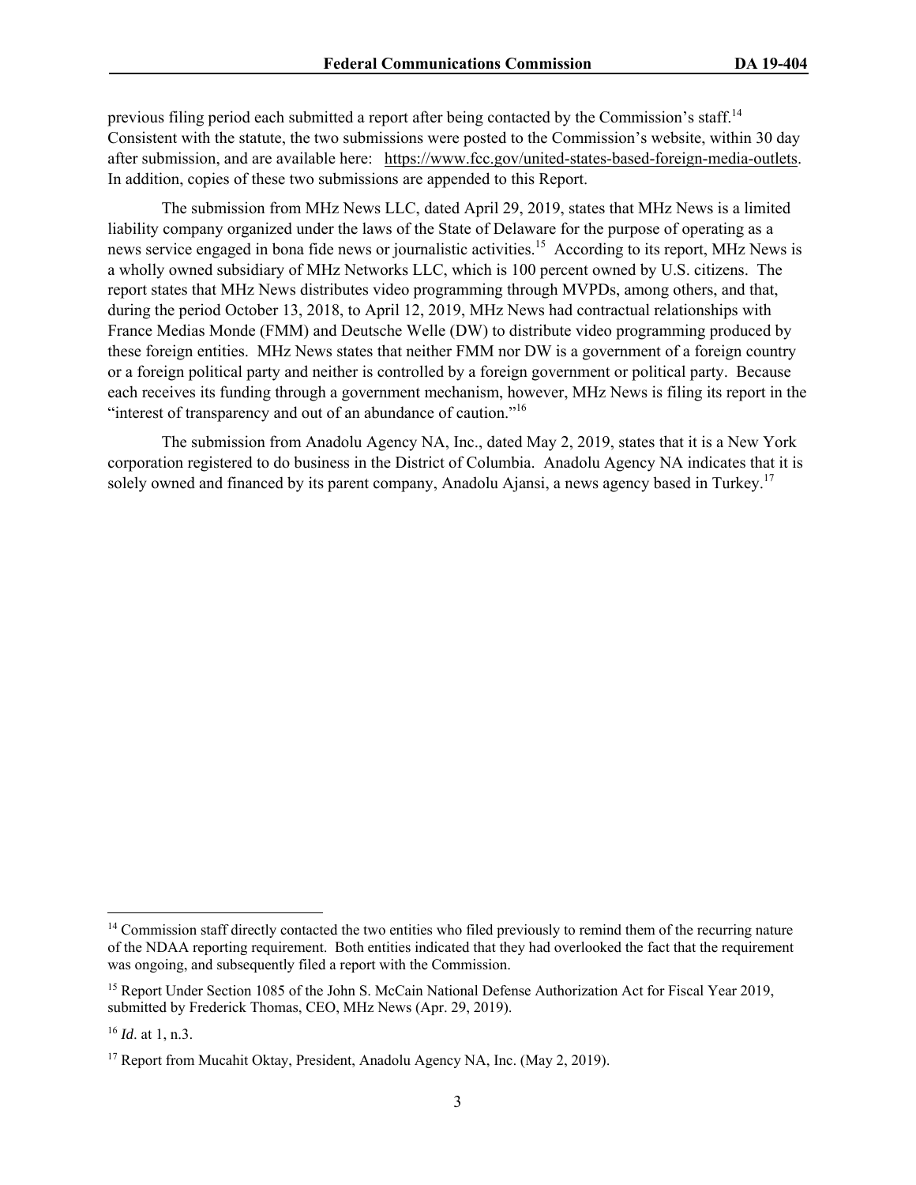previous filing period each submitted a report after being contacted by the Commission's staff.[14] Consistent with the statute, the two submissions were posted to the Commission's website, within 30 day after submission, and are available here: https://www.fcc.gov/united-states-based-foreign-media-outlets. In addition, copies of these two submissions are appended to this Report.

The submission from MHz News LLC, dated April 29, 2019, states that MHz News is a limited liability company organized under the laws of the State of Delaware for the purpose of operating as a news service engaged in bona fide news or journalistic activities.[15] According to its report, MHz News is a wholly owned subsidiary of MHz Networks LLC, which is 100 percent owned by U.S. citizens. The report states that MHz News distributes video programming through MVPDs, among others, and that, during the period October 13, 2018, to April 12, 2019, MHz News had contractual relationships with France Medias Monde (FMM) and Deutsche Welle (DW) to distribute video programming produced by these foreign entities. MHz News states that neither FMM nor DW is a government of a foreign country or a foreign political party and neither is controlled by a foreign government or political party. Because each receives its funding through a government mechanism, however, MHz News is filing its report in the "interest of transparency and out of an abundance of caution."[16]

The submission from Anadolu Agency NA, Inc., dated May 2, 2019, states that it is a New York corporation registered to do business in the District of Columbia. Anadolu Agency NA indicates that it is solely owned and financed by its parent company, Anadolu Ajansi, a news agency based in Turkey.[17]

---

[14] Commission staff directly contacted the two entities who filed previously to remind them of the recurring nature of the NDAA reporting requirement. Both entities indicated that they had overlooked the fact that the requirement was ongoing, and subsequently filed a report with the Commission.

[15] Report Under Section 1085 of the John S. McCain National Defense Authorization Act for Fiscal Year 2019, submitted by Frederick Thomas, CEO, MHz News (Apr. 29, 2019).

[16] *Id*. at 1, n.3.

[17] Report from Mucahit Oktay, President, Anadolu Agency NA, Inc. (May 2, 2019).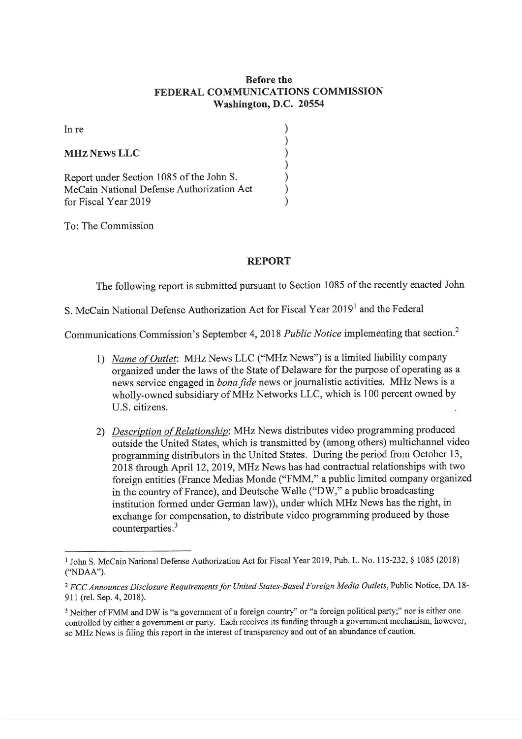**Before the**
**FEDERAL COMMUNICATIONS COMMISSION**
**Washington, D.C. 20554**

In re )
)
**MHz News LLC** )
)
Report under Section 1085 of the John S. )
McCain National Defense Authorization Act )
for Fiscal Year 2019 )

To: The Commission

## REPORT

The following report is submitted pursuant to Section 1085 of the recently enacted John S. McCain National Defense Authorization Act for Fiscal Year 2019[1] and the Federal Communications Commission's September 4, 2018 *Public Notice* implementing that section.[2]

1) *Name of Outlet*: MHz News LLC ("MHz News") is a limited liability company organized under the laws of the State of Delaware for the purpose of operating as a news service engaged in *bona fide* news or journalistic activities. MHz News is a wholly-owned subsidiary of MHz Networks LLC, which is 100 percent owned by U.S. citizens.

2) *Description of Relationship*: MHz News distributes video programming produced outside the United States, which is transmitted by (among others) multichannel video programming distributors in the United States. During the period from October 13, 2018 through April 12, 2019, MHz News has had contractual relationships with two foreign entities (France Medias Monde ("FMM," a public limited company organized in the country of France), and Deutsche Welle ("DW," a public broadcasting institution formed under German law)), under which MHz News has the right, in exchange for compensation, to distribute video programming produced by those counterparties.[3]

---

[1] John S. McCain National Defense Authorization Act for Fiscal Year 2019, Pub. L. No. 115-232, § 1085 (2018) ("NDAA").

[2] *FCC Announces Disclosure Requirements for United States-Based Foreign Media Outlets*, Public Notice, DA 18-911 (rel. Sep. 4, 2018).

[3] Neither of FMM and DW is "a government of a foreign country" or "a foreign political party;" nor is either one controlled by either a government or party. Each receives its funding through a government mechanism, however, so MHz News is filing this report in the interest of transparency and out of an abundance of caution.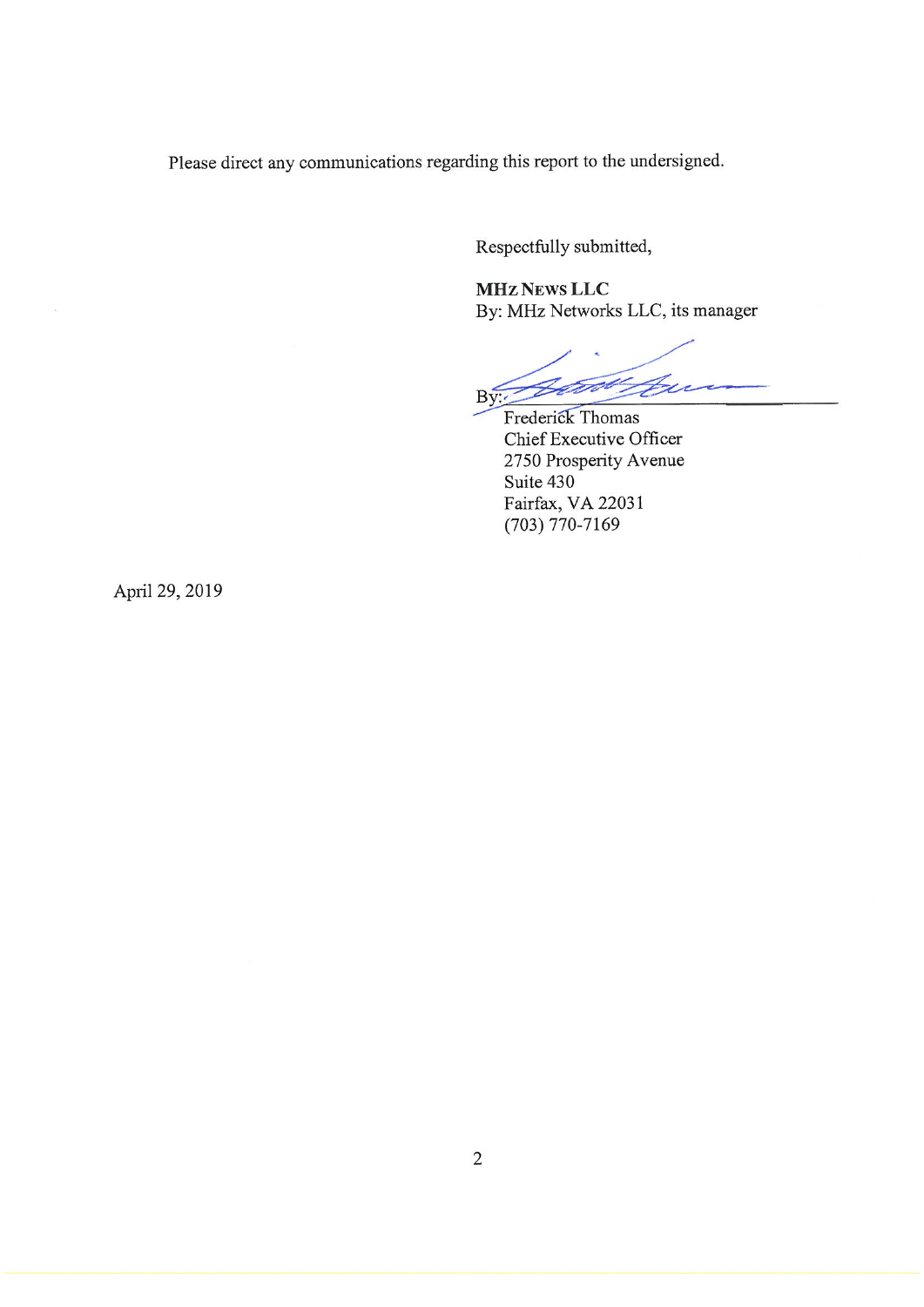Please direct any communications regarding this report to the undersigned.

Respectfully submitted,

**MHz NEWS LLC**
By: MHz Networks LLC, its manager

By: ______________________
Frederick Thomas
Chief Executive Officer
2750 Prosperity Avenue
Suite 430
Fairfax, VA 22031
(703) 770-7169

April 29, 2019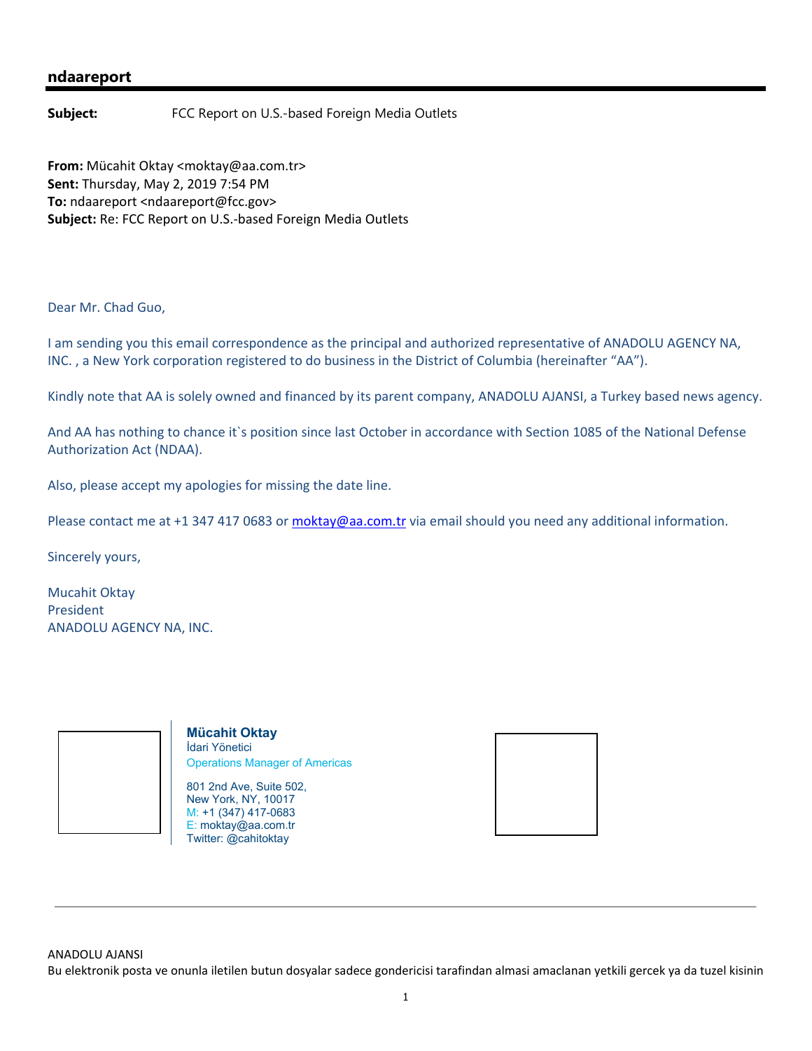## ndaareport

**Subject:** FCC Report on U.S.-based Foreign Media Outlets

**From:** Mücahit Oktay <moktay@aa.com.tr>
**Sent:** Thursday, May 2, 2019 7:54 PM
**To:** ndaareport <ndaareport@fcc.gov>
**Subject:** Re: FCC Report on U.S.-based Foreign Media Outlets

Dear Mr. Chad Guo,

I am sending you this email correspondence as the principal and authorized representative of ANADOLU AGENCY NA, INC. , a New York corporation registered to do business in the District of Columbia (hereinafter "AA").

Kindly note that AA is solely owned and financed by its parent company, ANADOLU AJANSI, a Turkey based news agency.

And AA has nothing to chance it`s position since last October in accordance with Section 1085 of the National Defense Authorization Act (NDAA).

Also, please accept my apologies for missing the date line.

Please contact me at +1 347 417 0683 or moktay@aa.com.tr via email should you need any additional information.

Sincerely yours,

Mucahit Oktay
President
ANADOLU AGENCY NA, INC.

**Mücahit Oktay**
İdari Yönetici
Operations Manager of Americas

801 2nd Ave, Suite 502,
New York, NY, 10017
M: +1 (347) 417-0683
E: moktay@aa.com.tr
Twitter: @cahitoktay

---

ANADOLU AJANSI
Bu elektronik posta ve onunla iletilen butun dosyalar sadece gondericisi tarafindan almasi amaclanan yetkili gercek ya da tuzel kisinin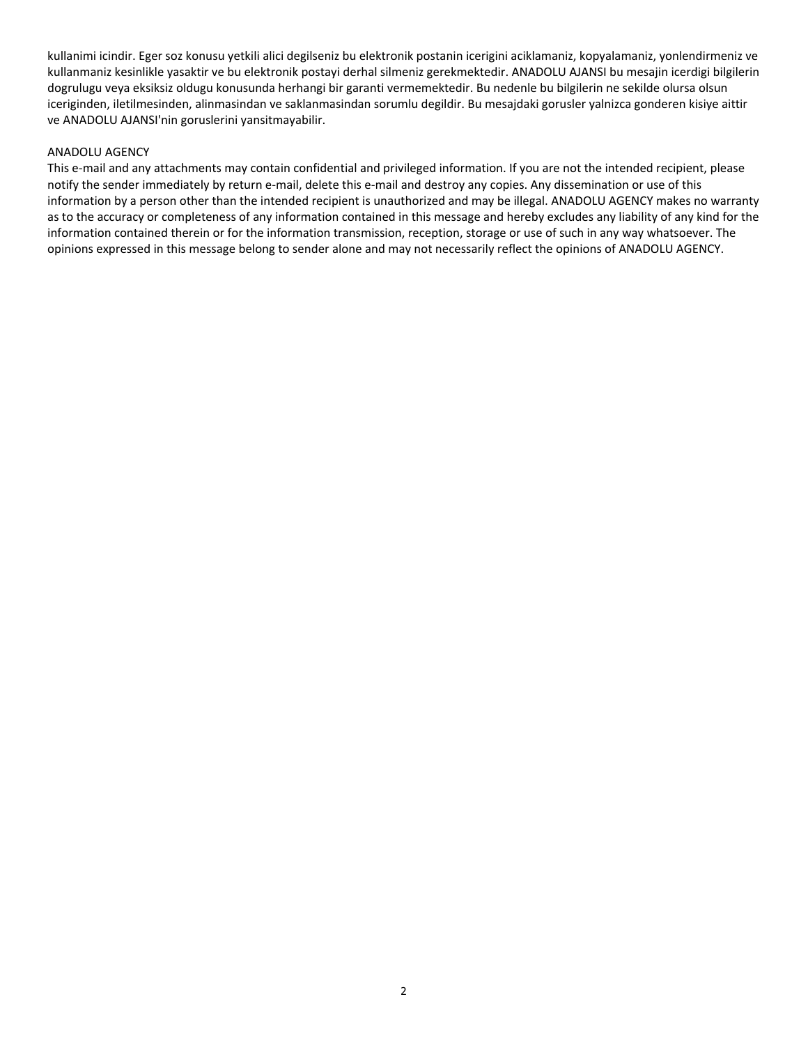kullanimi icindir. Eger soz konusu yetkili alici degilseniz bu elektronik postanin icerigini aciklamaniz, kopyalamaniz, yonlendirmeniz ve kullanmaniz kesinlikle yasaktir ve bu elektronik postayi derhal silmeniz gerekmektedir. ANADOLU AJANSI bu mesajin icerdigi bilgilerin dogrulugu veya eksiksiz oldugu konusunda herhangi bir garanti vermemektedir. Bu nedenle bu bilgilerin ne sekilde olursa olsun iceriginden, iletilmesinden, alinmasindan ve saklanmasindan sorumlu degildir. Bu mesajdaki gorusler yalnizca gonderen kisiye aittir ve ANADOLU AJANSI'nin goruslerini yansitmayabilir.

ANADOLU AGENCY
This e-mail and any attachments may contain confidential and privileged information. If you are not the intended recipient, please notify the sender immediately by return e-mail, delete this e-mail and destroy any copies. Any dissemination or use of this information by a person other than the intended recipient is unauthorized and may be illegal. ANADOLU AGENCY makes no warranty as to the accuracy or completeness of any information contained in this message and hereby excludes any liability of any kind for the information contained therein or for the information transmission, reception, storage or use of such in any way whatsoever. The opinions expressed in this message belong to sender alone and may not necessarily reflect the opinions of ANADOLU AGENCY.